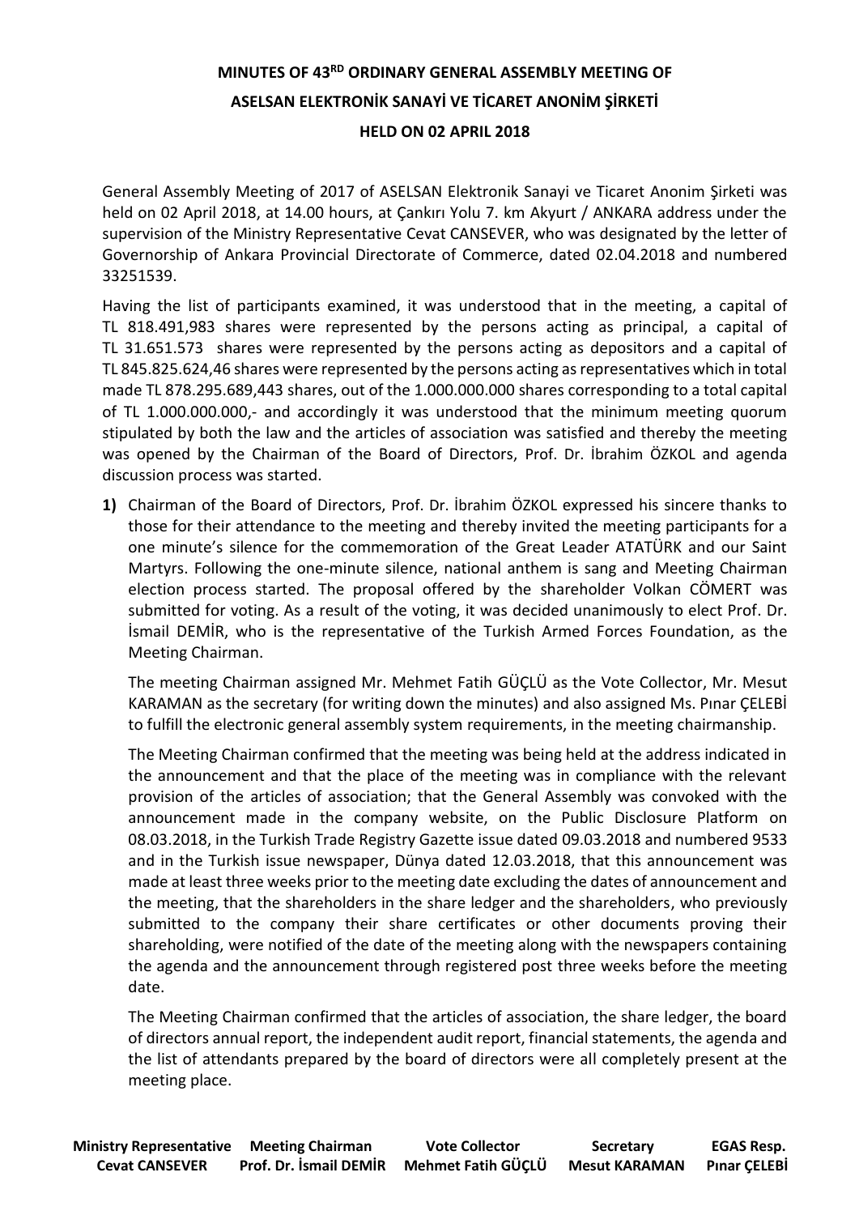# MINUTES OF 43RD ORDINARY GENERAL ASSEMBLY MEETING OF ASELSAN ELEKTRONİK SANAYİ VE TİCARET ANONİM ŞİRKETİ HELD ON 02 APRIL 2018

General Assembly Meeting of 2017 of ASELSAN Elektronik Sanayi ve Ticaret Anonim Şirketi was held on 02 April 2018, at 14.00 hours, at Çankırı Yolu 7. km Akyurt / ANKARA address under the supervision of the Ministry Representative Cevat CANSEVER, who was designated by the letter of Governorship of Ankara Provincial Directorate of Commerce, dated 02.04.2018 and numbered 33251539.

Having the list of participants examined, it was understood that in the meeting, a capital of TL 818.491,983 shares were represented by the persons acting as principal, a capital of TL 31.651.573 shares were represented by the persons acting as depositors and a capital of TL 845.825.624,46 shares were represented by the persons acting as representatives which in total made TL 878.295.689,443 shares, out of the 1.000.000.000 shares corresponding to a total capital of TL 1.000.000.000,- and accordingly it was understood that the minimum meeting quorum stipulated by both the law and the articles of association was satisfied and thereby the meeting was opened by the Chairman of the Board of Directors, Prof. Dr. İbrahim ÖZKOL and agenda discussion process was started.

**1)** Chairman of the Board of Directors, Prof. Dr. İbrahim ÖZKOL expressed his sincere thanks to those for their attendance to the meeting and thereby invited the meeting participants for a one minute's silence for the commemoration of the Great Leader ATATÜRK and our Saint Martyrs. Following the one-minute silence, national anthem is sang and Meeting Chairman election process started. The proposal offered by the shareholder Volkan CÖMERT was submitted for voting. As a result of the voting, it was decided unanimously to elect Prof. Dr. İsmail DEMİR, who is the representative of the Turkish Armed Forces Foundation, as the Meeting Chairman.

The meeting Chairman assigned Mr. Mehmet Fatih GÜÇLÜ as the Vote Collector, Mr. Mesut KARAMAN as the secretary (for writing down the minutes) and also assigned Ms. Pınar ÇELEBİ to fulfill the electronic general assembly system requirements, in the meeting chairmanship.

The Meeting Chairman confirmed that the meeting was being held at the address indicated in the announcement and that the place of the meeting was in compliance with the relevant provision of the articles of association; that the General Assembly was convoked with the announcement made in the company website, on the Public Disclosure Platform on 08.03.2018, in the Turkish Trade Registry Gazette issue dated 09.03.2018 and numbered 9533 and in the Turkish issue newspaper, Dünya dated 12.03.2018, that this announcement was made at least three weeks prior to the meeting date excluding the dates of announcement and the meeting, that the shareholders in the share ledger and the shareholders, who previously submitted to the company their share certificates or other documents proving their shareholding, were notified of the date of the meeting along with the newspapers containing the agenda and the announcement through registered post three weeks before the meeting date.

The Meeting Chairman confirmed that the articles of association, the share ledger, the board of directors annual report, the independent audit report, financial statements, the agenda and the list of attendants prepared by the board of directors were all completely present at the meeting place.

| Ministry Representative | Meeting Chairman | Vote Collector | Secretary | EGAS Resp. |
|---|---|---|---|---|
| Cevat CANSEVER | Prof. Dr. İsmail DEMİR | Mehmet Fatih GÜÇLÜ | Mesut KARAMAN | Pınar ÇELEBİ |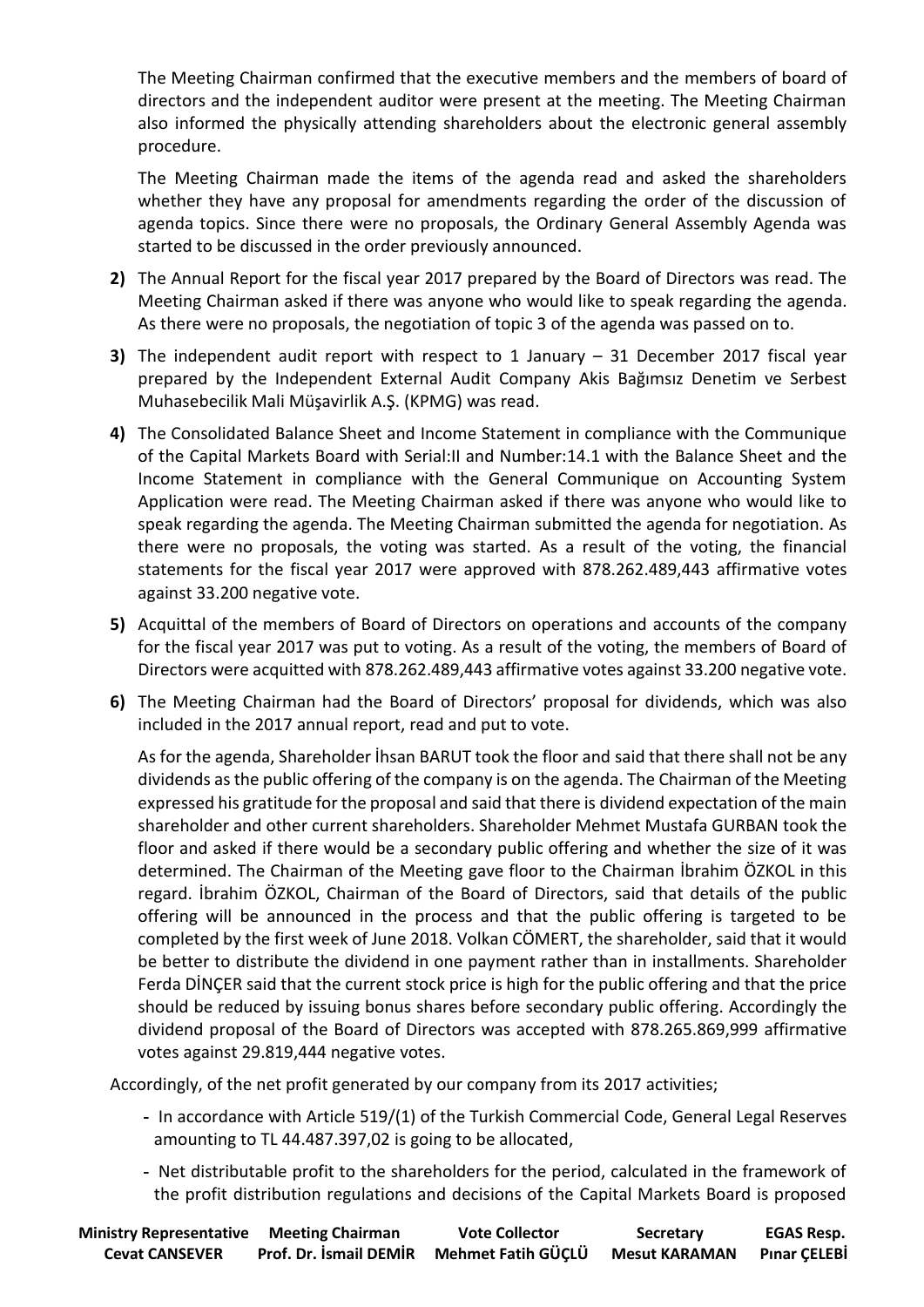The Meeting Chairman confirmed that the executive members and the members of board of directors and the independent auditor were present at the meeting. The Meeting Chairman also informed the physically attending shareholders about the electronic general assembly procedure.

The Meeting Chairman made the items of the agenda read and asked the shareholders whether they have any proposal for amendments regarding the order of the discussion of agenda topics. Since there were no proposals, the Ordinary General Assembly Agenda was started to be discussed in the order previously announced.

**2)** The Annual Report for the fiscal year 2017 prepared by the Board of Directors was read. The Meeting Chairman asked if there was anyone who would like to speak regarding the agenda. As there were no proposals, the negotiation of topic 3 of the agenda was passed on to.

**3)** The independent audit report with respect to 1 January – 31 December 2017 fiscal year prepared by the Independent External Audit Company Akis Bağımsız Denetim ve Serbest Muhasebecilik Mali Müşavirlik A.Ş. (KPMG) was read.

**4)** The Consolidated Balance Sheet and Income Statement in compliance with the Communique of the Capital Markets Board with Serial:II and Number:14.1 with the Balance Sheet and the Income Statement in compliance with the General Communique on Accounting System Application were read. The Meeting Chairman asked if there was anyone who would like to speak regarding the agenda. The Meeting Chairman submitted the agenda for negotiation. As there were no proposals, the voting was started. As a result of the voting, the financial statements for the fiscal year 2017 were approved with 878.262.489,443 affirmative votes against 33.200 negative vote.

**5)** Acquittal of the members of Board of Directors on operations and accounts of the company for the fiscal year 2017 was put to voting. As a result of the voting, the members of Board of Directors were acquitted with 878.262.489,443 affirmative votes against 33.200 negative vote.

**6)** The Meeting Chairman had the Board of Directors' proposal for dividends, which was also included in the 2017 annual report, read and put to vote.

As for the agenda, Shareholder İhsan BARUT took the floor and said that there shall not be any dividends as the public offering of the company is on the agenda. The Chairman of the Meeting expressed his gratitude for the proposal and said that there is dividend expectation of the main shareholder and other current shareholders. Shareholder Mehmet Mustafa GURBAN took the floor and asked if there would be a secondary public offering and whether the size of it was determined. The Chairman of the Meeting gave floor to the Chairman İbrahim ÖZKOL in this regard. İbrahim ÖZKOL, Chairman of the Board of Directors, said that details of the public offering will be announced in the process and that the public offering is targeted to be completed by the first week of June 2018. Volkan CÖMERT, the shareholder, said that it would be better to distribute the dividend in one payment rather than in installments. Shareholder Ferda DİNÇER said that the current stock price is high for the public offering and that the price should be reduced by issuing bonus shares before secondary public offering. Accordingly the dividend proposal of the Board of Directors was accepted with 878.265.869,999 affirmative votes against 29.819,444 negative votes.

Accordingly, of the net profit generated by our company from its 2017 activities;

- In accordance with Article 519/(1) of the Turkish Commercial Code, General Legal Reserves amounting to TL 44.487.397,02 is going to be allocated,
- Net distributable profit to the shareholders for the period, calculated in the framework of the profit distribution regulations and decisions of the Capital Markets Board is proposed

| Ministry Representative | Meeting Chairman | Vote Collector | Secretary | EGAS Resp. |
|---|---|---|---|---|
| Cevat CANSEVER | Prof. Dr. İsmail DEMİR | Mehmet Fatih GÜÇLÜ | Mesut KARAMAN | Pınar ÇELEBİ |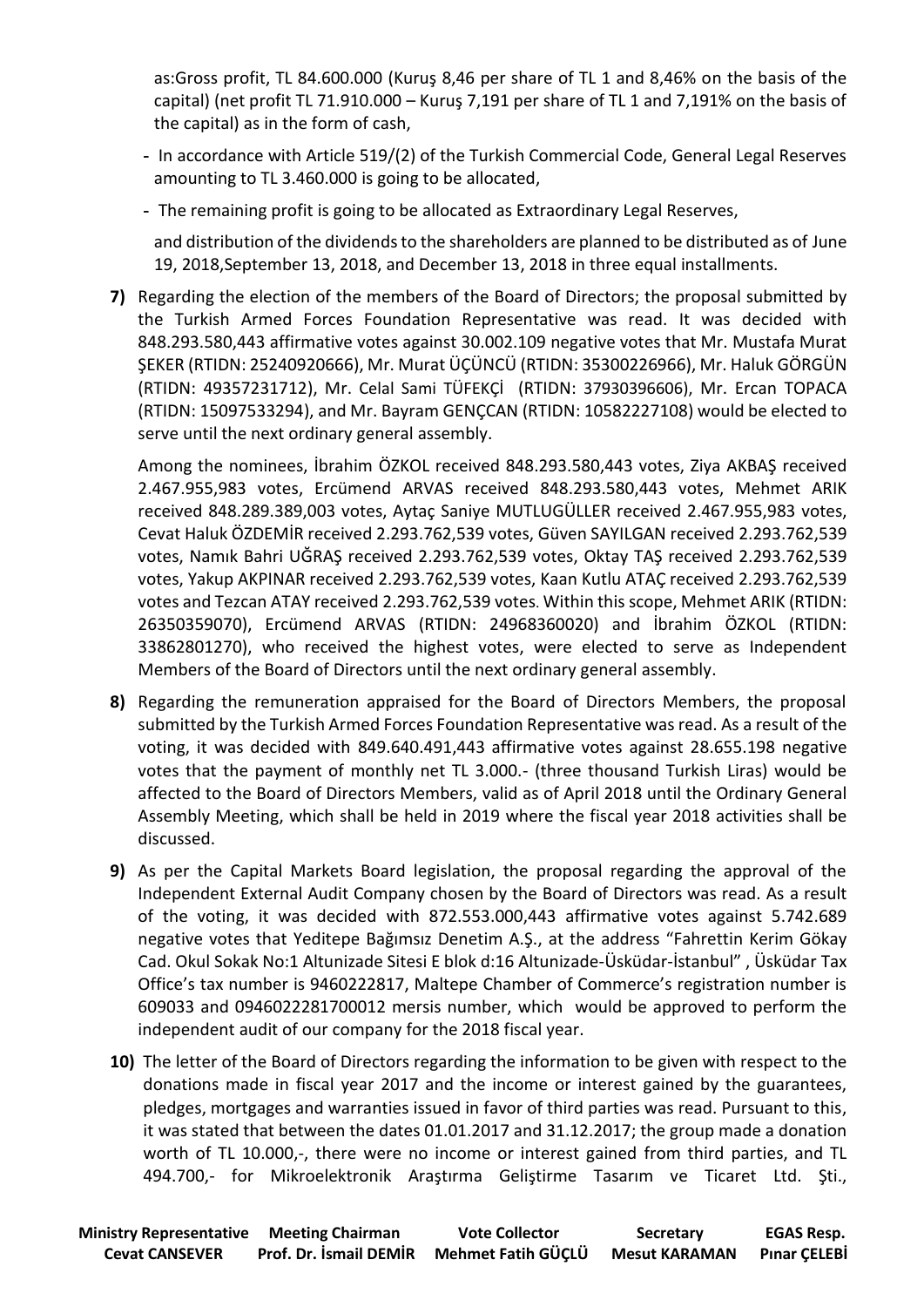as:Gross profit, TL 84.600.000 (Kuruş 8,46 per share of TL 1 and 8,46% on the basis of the capital) (net profit TL 71.910.000 – Kuruş 7,191 per share of TL 1 and 7,191% on the basis of the capital) as in the form of cash,

- In accordance with Article 519/(2) of the Turkish Commercial Code, General Legal Reserves amounting to TL 3.460.000 is going to be allocated,
- The remaining profit is going to be allocated as Extraordinary Legal Reserves,

and distribution of the dividends to the shareholders are planned to be distributed as of June 19, 2018,September 13, 2018, and December 13, 2018 in three equal installments.

**7)** Regarding the election of the members of the Board of Directors; the proposal submitted by the Turkish Armed Forces Foundation Representative was read. It was decided with 848.293.580,443 affirmative votes against 30.002.109 negative votes that Mr. Mustafa Murat ŞEKER (RTIDN: 25240920666), Mr. Murat ÜÇÜNCÜ (RTIDN: 35300226966), Mr. Haluk GÖRGÜN (RTIDN: 49357231712), Mr. Celal Sami TÜFEKÇİ (RTIDN: 37930396606), Mr. Ercan TOPACA (RTIDN: 15097533294), and Mr. Bayram GENÇCAN (RTIDN: 10582227108) would be elected to serve until the next ordinary general assembly.

Among the nominees, İbrahim ÖZKOL received 848.293.580,443 votes, Ziya AKBAŞ received 2.467.955,983 votes, Ercümend ARVAS received 848.293.580,443 votes, Mehmet ARIK received 848.289.389,003 votes, Aytaç Saniye MUTLUGÜLLER received 2.467.955,983 votes, Cevat Haluk ÖZDEMİR received 2.293.762,539 votes, Güven SAYILGAN received 2.293.762,539 votes, Namık Bahri UĞRAŞ received 2.293.762,539 votes, Oktay TAŞ received 2.293.762,539 votes, Yakup AKPINAR received 2.293.762,539 votes, Kaan Kutlu ATAÇ received 2.293.762,539 votes and Tezcan ATAY received 2.293.762,539 votes. Within this scope, Mehmet ARIK (RTIDN: 26350359070), Ercümend ARVAS (RTIDN: 24968360020) and İbrahim ÖZKOL (RTIDN: 33862801270), who received the highest votes, were elected to serve as Independent Members of the Board of Directors until the next ordinary general assembly.

**8)** Regarding the remuneration appraised for the Board of Directors Members, the proposal submitted by the Turkish Armed Forces Foundation Representative was read. As a result of the voting, it was decided with 849.640.491,443 affirmative votes against 28.655.198 negative votes that the payment of monthly net TL 3.000.- (three thousand Turkish Liras) would be affected to the Board of Directors Members, valid as of April 2018 until the Ordinary General Assembly Meeting, which shall be held in 2019 where the fiscal year 2018 activities shall be discussed.

**9)** As per the Capital Markets Board legislation, the proposal regarding the approval of the Independent External Audit Company chosen by the Board of Directors was read. As a result of the voting, it was decided with 872.553.000,443 affirmative votes against 5.742.689 negative votes that Yeditepe Bağımsız Denetim A.Ş., at the address "Fahrettin Kerim Gökay Cad. Okul Sokak No:1 Altunizade Sitesi E blok d:16 Altunizade-Üsküdar-İstanbul" , Üsküdar Tax Office's tax number is 9460222817, Maltepe Chamber of Commerce's registration number is 609033 and 0946022281700012 mersis number, which would be approved to perform the independent audit of our company for the 2018 fiscal year.

**10)** The letter of the Board of Directors regarding the information to be given with respect to the donations made in fiscal year 2017 and the income or interest gained by the guarantees, pledges, mortgages and warranties issued in favor of third parties was read. Pursuant to this, it was stated that between the dates 01.01.2017 and 31.12.2017; the group made a donation worth of TL 10.000,-, there were no income or interest gained from third parties, and TL 494.700,- for Mikroelektronik Araştırma Geliştirme Tasarım ve Ticaret Ltd. Şti.,

| Ministry Representative | Meeting Chairman | Vote Collector | Secretary | EGAS Resp. |
|---|---|---|---|---|
| Cevat CANSEVER | Prof. Dr. İsmail DEMİR | Mehmet Fatih GÜÇLÜ | Mesut KARAMAN | Pınar ÇELEBİ |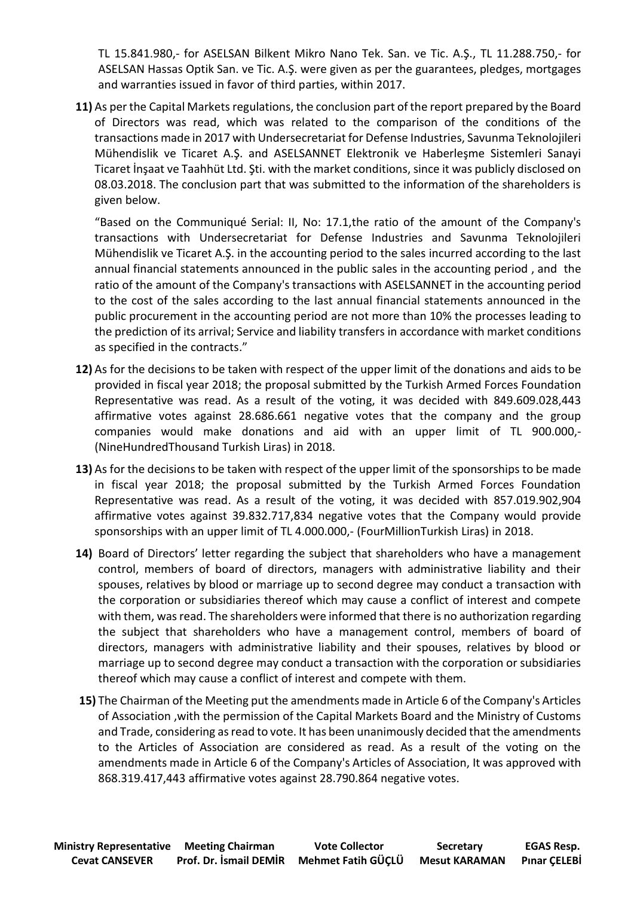TL 15.841.980,- for ASELSAN Bilkent Mikro Nano Tek. San. ve Tic. A.Ş., TL 11.288.750,- for ASELSAN Hassas Optik San. ve Tic. A.Ş. were given as per the guarantees, pledges, mortgages and warranties issued in favor of third parties, within 2017.

**11)** As per the Capital Markets regulations, the conclusion part of the report prepared by the Board of Directors was read, which was related to the comparison of the conditions of the transactions made in 2017 with Undersecretariat for Defense Industries, Savunma Teknolojileri Mühendislik ve Ticaret A.Ş. and ASELSANNET Elektronik ve Haberleşme Sistemleri Sanayi Ticaret İnşaat ve Taahhüt Ltd. Şti. with the market conditions, since it was publicly disclosed on 08.03.2018. The conclusion part that was submitted to the information of the shareholders is given below.

"Based on the Communiqué Serial: II, No: 17.1,the ratio of the amount of the Company's transactions with Undersecretariat for Defense Industries and Savunma Teknolojileri Mühendislik ve Ticaret A.Ş. in the accounting period to the sales incurred according to the last annual financial statements announced in the public sales in the accounting period , and the ratio of the amount of the Company's transactions with ASELSANNET in the accounting period to the cost of the sales according to the last annual financial statements announced in the public procurement in the accounting period are not more than 10% the processes leading to the prediction of its arrival; Service and liability transfers in accordance with market conditions as specified in the contracts."

**12)** As for the decisions to be taken with respect of the upper limit of the donations and aids to be provided in fiscal year 2018; the proposal submitted by the Turkish Armed Forces Foundation Representative was read. As a result of the voting, it was decided with 849.609.028,443 affirmative votes against 28.686.661 negative votes that the company and the group companies would make donations and aid with an upper limit of TL 900.000,- (NineHundredThousand Turkish Liras) in 2018.

**13)** As for the decisions to be taken with respect of the upper limit of the sponsorships to be made in fiscal year 2018; the proposal submitted by the Turkish Armed Forces Foundation Representative was read. As a result of the voting, it was decided with 857.019.902,904 affirmative votes against 39.832.717,834 negative votes that the Company would provide sponsorships with an upper limit of TL 4.000.000,- (FourMillionTurkish Liras) in 2018.

**14)** Board of Directors' letter regarding the subject that shareholders who have a management control, members of board of directors, managers with administrative liability and their spouses, relatives by blood or marriage up to second degree may conduct a transaction with the corporation or subsidiaries thereof which may cause a conflict of interest and compete with them, was read. The shareholders were informed that there is no authorization regarding the subject that shareholders who have a management control, members of board of directors, managers with administrative liability and their spouses, relatives by blood or marriage up to second degree may conduct a transaction with the corporation or subsidiaries thereof which may cause a conflict of interest and compete with them.

**15)** The Chairman of the Meeting put the amendments made in Article 6 of the Company's Articles of Association ,with the permission of the Capital Markets Board and the Ministry of Customs and Trade, considering as read to vote. It has been unanimously decided that the amendments to the Articles of Association are considered as read. As a result of the voting on the amendments made in Article 6 of the Company's Articles of Association, It was approved with 868.319.417,443 affirmative votes against 28.790.864 negative votes.

| Ministry Representative | Meeting Chairman | Vote Collector | Secretary | EGAS Resp. |
|---|---|---|---|---|
| Cevat CANSEVER | Prof. Dr. İsmail DEMİR | Mehmet Fatih GÜÇLÜ | Mesut KARAMAN | Pınar ÇELEBİ |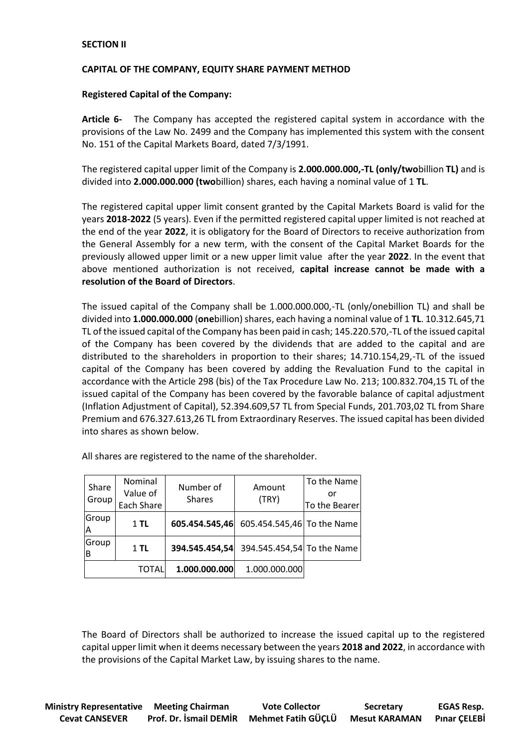**SECTION II**

**CAPITAL OF THE COMPANY, EQUITY SHARE PAYMENT METHOD**

**Registered Capital of the Company:**

**Article 6-** The Company has accepted the registered capital system in accordance with the provisions of the Law No. 2499 and the Company has implemented this system with the consent No. 151 of the Capital Markets Board, dated 7/3/1991.

The registered capital upper limit of the Company is **2.000.000.000,-TL (only/two**billion **TL)** and is divided into **2.000.000.000 (two**billion) shares, each having a nominal value of 1 **TL**.

The registered capital upper limit consent granted by the Capital Markets Board is valid for the years **2018-2022** (5 years). Even if the permitted registered capital upper limited is not reached at the end of the year **2022**, it is obligatory for the Board of Directors to receive authorization from the General Assembly for a new term, with the consent of the Capital Market Boards for the previously allowed upper limit or a new upper limit value after the year **2022**. In the event that above mentioned authorization is not received, **capital increase cannot be made with a resolution of the Board of Directors**.

The issued capital of the Company shall be 1.000.000.000,-TL (only/onebillion TL) and shall be divided into **1.000.000.000** (**one**billion) shares, each having a nominal value of 1 **TL**. 10.312.645,71 TL of the issued capital of the Company has been paid in cash; 145.220.570,-TL of the issued capital of the Company has been covered by the dividends that are added to the capital and are distributed to the shareholders in proportion to their shares; 14.710.154,29,-TL of the issued capital of the Company has been covered by adding the Revaluation Fund to the capital in accordance with the Article 298 (bis) of the Tax Procedure Law No. 213; 100.832.704,15 TL of the issued capital of the Company has been covered by the favorable balance of capital adjustment (Inflation Adjustment of Capital), 52.394.609,57 TL from Special Funds, 201.703,02 TL from Share Premium and 676.327.613,26 TL from Extraordinary Reserves. The issued capital has been divided into shares as shown below.

All shares are registered to the name of the shareholder.

| Share Group | Nominal Value of Each Share | Number of Shares | Amount (TRY) | To the Name or To the Bearer |
|---|---|---|---|---|
| Group A | 1 **TL** | **605.454.545,46** | 605.454.545,46 | To the Name |
| Group B | 1 **TL** | **394.545.454,54** | 394.545.454,54 | To the Name |
| | TOTAL | **1.000.000.000** | 1.000.000.000 | |

The Board of Directors shall be authorized to increase the issued capital up to the registered capital upper limit when it deems necessary between the years **2018 and 2022**, in accordance with the provisions of the Capital Market Law, by issuing shares to the name.

| Ministry Representative | Meeting Chairman | Vote Collector | Secretary | EGAS Resp. |
|---|---|---|---|---|
| Cevat CANSEVER | Prof. Dr. İsmail DEMİR | Mehmet Fatih GÜÇLÜ | Mesut KARAMAN | Pınar ÇELEBİ |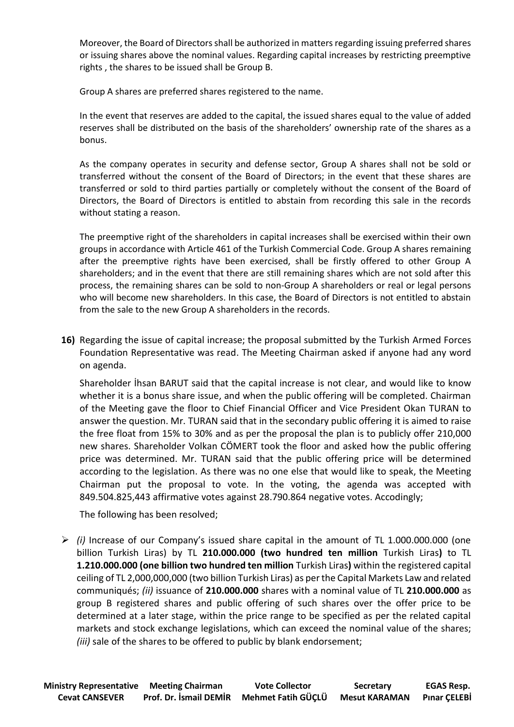Moreover, the Board of Directors shall be authorized in matters regarding issuing preferred shares or issuing shares above the nominal values. Regarding capital increases by restricting preemptive rights , the shares to be issued shall be Group B.

Group A shares are preferred shares registered to the name.

In the event that reserves are added to the capital, the issued shares equal to the value of added reserves shall be distributed on the basis of the shareholders' ownership rate of the shares as a bonus.

As the company operates in security and defense sector, Group A shares shall not be sold or transferred without the consent of the Board of Directors; in the event that these shares are transferred or sold to third parties partially or completely without the consent of the Board of Directors, the Board of Directors is entitled to abstain from recording this sale in the records without stating a reason.

The preemptive right of the shareholders in capital increases shall be exercised within their own groups in accordance with Article 461 of the Turkish Commercial Code. Group A shares remaining after the preemptive rights have been exercised, shall be firstly offered to other Group A shareholders; and in the event that there are still remaining shares which are not sold after this process, the remaining shares can be sold to non-Group A shareholders or real or legal persons who will become new shareholders. In this case, the Board of Directors is not entitled to abstain from the sale to the new Group A shareholders in the records.

**16)** Regarding the issue of capital increase; the proposal submitted by the Turkish Armed Forces Foundation Representative was read. The Meeting Chairman asked if anyone had any word on agenda.

Shareholder İhsan BARUT said that the capital increase is not clear, and would like to know whether it is a bonus share issue, and when the public offering will be completed. Chairman of the Meeting gave the floor to Chief Financial Officer and Vice President Okan TURAN to answer the question. Mr. TURAN said that in the secondary public offering it is aimed to raise the free float from 15% to 30% and as per the proposal the plan is to publicly offer 210,000 new shares. Shareholder Volkan CÖMERT took the floor and asked how the public offering price was determined. Mr. TURAN said that the public offering price will be determined according to the legislation. As there was no one else that would like to speak, the Meeting Chairman put the proposal to vote. In the voting, the agenda was accepted with 849.504.825,443 affirmative votes against 28.790.864 negative votes. Accodingly;

The following has been resolved;

- *(i)* Increase of our Company's issued share capital in the amount of TL 1.000.000.000 (one billion Turkish Liras) by TL **210.000.000 (two hundred ten million** Turkish Liras**)** to TL **1.210.000.000 (one billion two hundred ten million** Turkish Liras**)** within the registered capital ceiling of TL 2,000,000,000 (two billion Turkish Liras) as per the Capital Markets Law and related communiqués; *(ii)* issuance of **210.000.000** shares with a nominal value of TL **210.000.000** as group B registered shares and public offering of such shares over the offer price to be determined at a later stage, within the price range to be specified as per the related capital markets and stock exchange legislations, which can exceed the nominal value of the shares; *(iii)* sale of the shares to be offered to public by blank endorsement;

| Ministry Representative | Meeting Chairman | Vote Collector | Secretary | EGAS Resp. |
|---|---|---|---|---|
| Cevat CANSEVER | Prof. Dr. İsmail DEMİR | Mehmet Fatih GÜÇLÜ | Mesut KARAMAN | Pınar ÇELEBİ |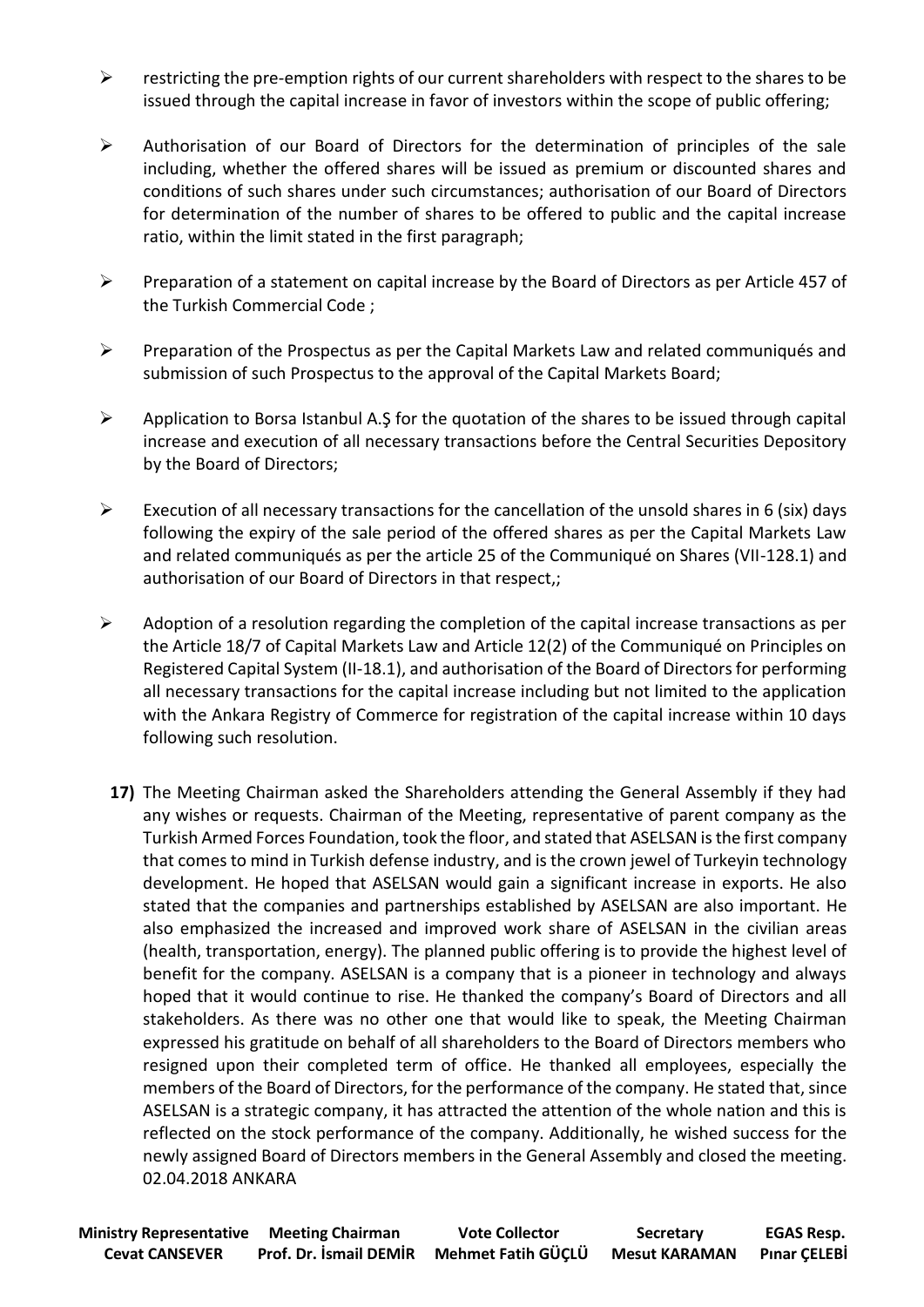- restricting the pre-emption rights of our current shareholders with respect to the shares to be issued through the capital increase in favor of investors within the scope of public offering;

- Authorisation of our Board of Directors for the determination of principles of the sale including, whether the offered shares will be issued as premium or discounted shares and conditions of such shares under such circumstances; authorisation of our Board of Directors for determination of the number of shares to be offered to public and the capital increase ratio, within the limit stated in the first paragraph;

- Preparation of a statement on capital increase by the Board of Directors as per Article 457 of the Turkish Commercial Code ;

- Preparation of the Prospectus as per the Capital Markets Law and related communiqués and submission of such Prospectus to the approval of the Capital Markets Board;

- Application to Borsa Istanbul A.Ş for the quotation of the shares to be issued through capital increase and execution of all necessary transactions before the Central Securities Depository by the Board of Directors;

- Execution of all necessary transactions for the cancellation of the unsold shares in 6 (six) days following the expiry of the sale period of the offered shares as per the Capital Markets Law and related communiqués as per the article 25 of the Communiqué on Shares (VII-128.1) and authorisation of our Board of Directors in that respect,;

- Adoption of a resolution regarding the completion of the capital increase transactions as per the Article 18/7 of Capital Markets Law and Article 12(2) of the Communiqué on Principles on Registered Capital System (II-18.1), and authorisation of the Board of Directors for performing all necessary transactions for the capital increase including but not limited to the application with the Ankara Registry of Commerce for registration of the capital increase within 10 days following such resolution.

**17)** The Meeting Chairman asked the Shareholders attending the General Assembly if they had any wishes or requests. Chairman of the Meeting, representative of parent company as the Turkish Armed Forces Foundation, took the floor, and stated that ASELSAN is the first company that comes to mind in Turkish defense industry, and is the crown jewel of Turkeyin technology development. He hoped that ASELSAN would gain a significant increase in exports. He also stated that the companies and partnerships established by ASELSAN are also important. He also emphasized the increased and improved work share of ASELSAN in the civilian areas (health, transportation, energy). The planned public offering is to provide the highest level of benefit for the company. ASELSAN is a company that is a pioneer in technology and always hoped that it would continue to rise. He thanked the company's Board of Directors and all stakeholders. As there was no other one that would like to speak, the Meeting Chairman expressed his gratitude on behalf of all shareholders to the Board of Directors members who resigned upon their completed term of office. He thanked all employees, especially the members of the Board of Directors, for the performance of the company. He stated that, since ASELSAN is a strategic company, it has attracted the attention of the whole nation and this is reflected on the stock performance of the company. Additionally, he wished success for the newly assigned Board of Directors members in the General Assembly and closed the meeting. 02.04.2018 ANKARA

| Ministry Representative | Meeting Chairman | Vote Collector | Secretary | EGAS Resp. |
|---|---|---|---|---|
| Cevat CANSEVER | Prof. Dr. İsmail DEMİR | Mehmet Fatih GÜÇLÜ | Mesut KARAMAN | Pınar ÇELEBİ |